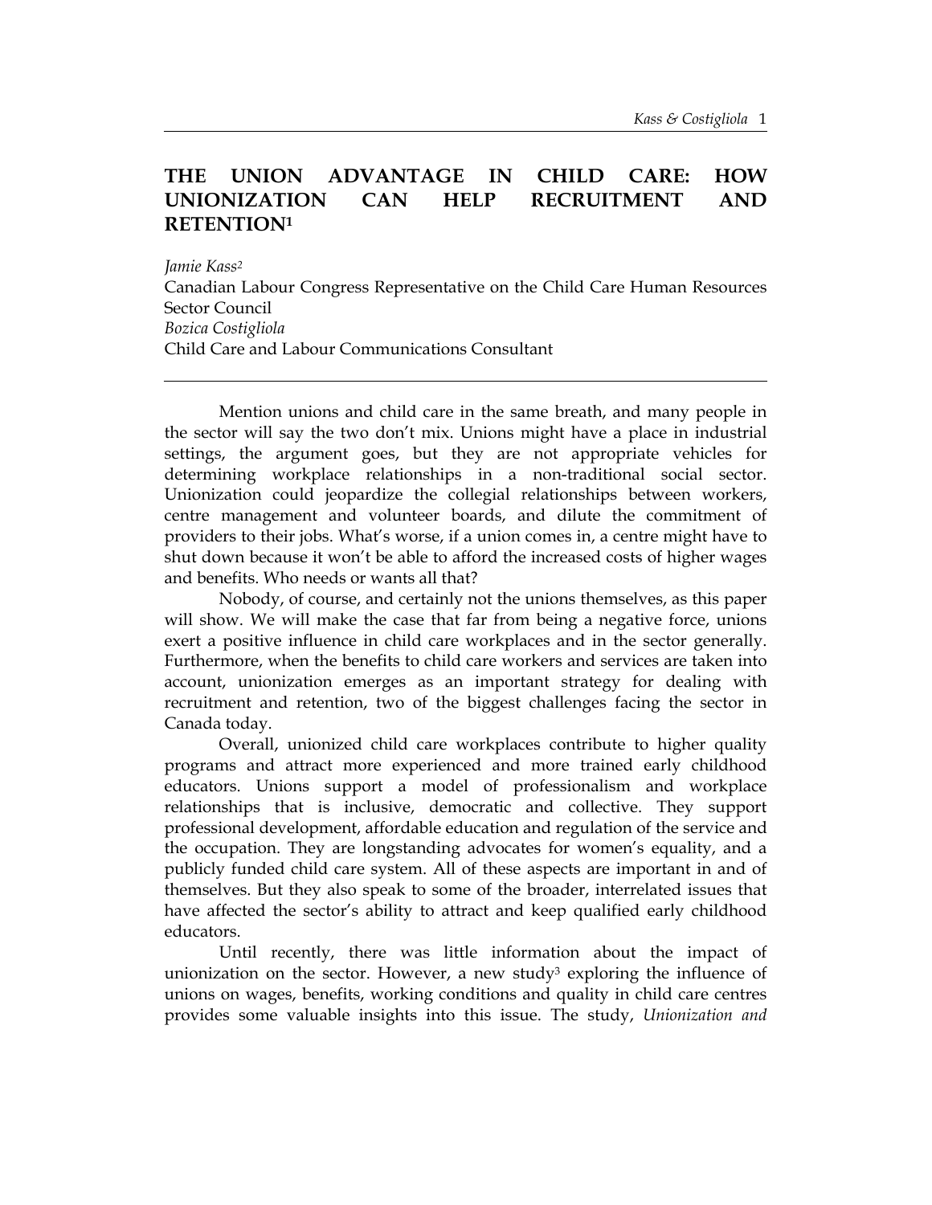# THE UNION ADVANTAGE IN CHILD CARE: HOW UNIONIZATION CAN HELP RECRUITMENT AND RETENTION[1]

*Jamie Kass[2]*
Canadian Labour Congress Representative on the Child Care Human Resources Sector Council
*Bozica Costigliola*
Child Care and Labour Communications Consultant

---

Mention unions and child care in the same breath, and many people in the sector will say the two don't mix. Unions might have a place in industrial settings, the argument goes, but they are not appropriate vehicles for determining workplace relationships in a non-traditional social sector. Unionization could jeopardize the collegial relationships between workers, centre management and volunteer boards, and dilute the commitment of providers to their jobs. What's worse, if a union comes in, a centre might have to shut down because it won't be able to afford the increased costs of higher wages and benefits. Who needs or wants all that?

Nobody, of course, and certainly not the unions themselves, as this paper will show. We will make the case that far from being a negative force, unions exert a positive influence in child care workplaces and in the sector generally. Furthermore, when the benefits to child care workers and services are taken into account, unionization emerges as an important strategy for dealing with recruitment and retention, two of the biggest challenges facing the sector in Canada today.

Overall, unionized child care workplaces contribute to higher quality programs and attract more experienced and more trained early childhood educators. Unions support a model of professionalism and workplace relationships that is inclusive, democratic and collective. They support professional development, affordable education and regulation of the service and the occupation. They are longstanding advocates for women's equality, and a publicly funded child care system. All of these aspects are important in and of themselves. But they also speak to some of the broader, interrelated issues that have affected the sector's ability to attract and keep qualified early childhood educators.

Until recently, there was little information about the impact of unionization on the sector. However, a new study[3] exploring the influence of unions on wages, benefits, working conditions and quality in child care centres provides some valuable insights into this issue. The study, *Unionization and*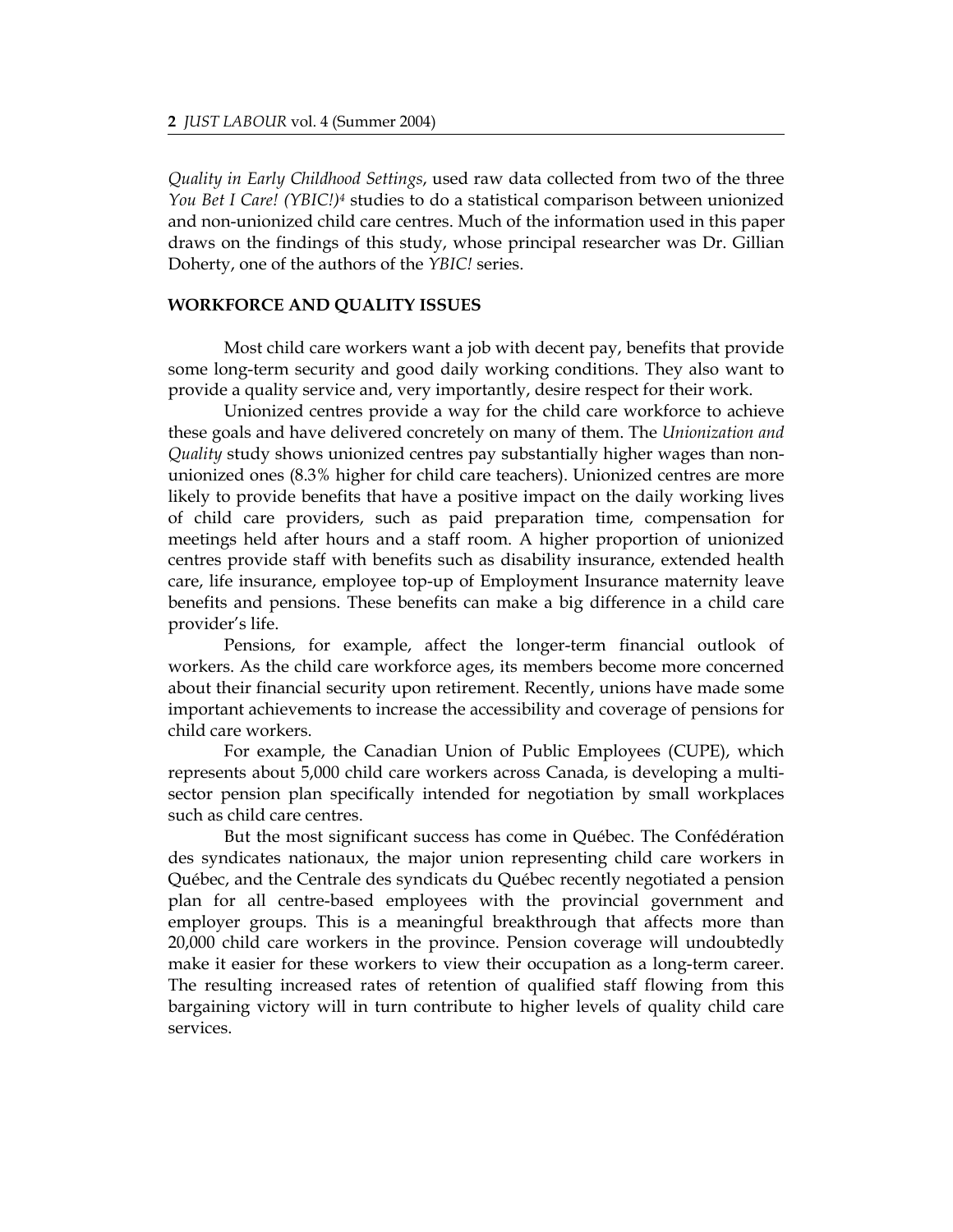*Quality in Early Childhood Settings*, used raw data collected from two of the three *You Bet I Care! (YBIC!)*[4] studies to do a statistical comparison between unionized and non-unionized child care centres. Much of the information used in this paper draws on the findings of this study, whose principal researcher was Dr. Gillian Doherty, one of the authors of the *YBIC!* series.

## WORKFORCE AND QUALITY ISSUES

Most child care workers want a job with decent pay, benefits that provide some long-term security and good daily working conditions. They also want to provide a quality service and, very importantly, desire respect for their work.

Unionized centres provide a way for the child care workforce to achieve these goals and have delivered concretely on many of them. The *Unionization and Quality* study shows unionized centres pay substantially higher wages than non-unionized ones (8.3% higher for child care teachers). Unionized centres are more likely to provide benefits that have a positive impact on the daily working lives of child care providers, such as paid preparation time, compensation for meetings held after hours and a staff room. A higher proportion of unionized centres provide staff with benefits such as disability insurance, extended health care, life insurance, employee top-up of Employment Insurance maternity leave benefits and pensions. These benefits can make a big difference in a child care provider's life.

Pensions, for example, affect the longer-term financial outlook of workers. As the child care workforce ages, its members become more concerned about their financial security upon retirement. Recently, unions have made some important achievements to increase the accessibility and coverage of pensions for child care workers.

For example, the Canadian Union of Public Employees (CUPE), which represents about 5,000 child care workers across Canada, is developing a multi-sector pension plan specifically intended for negotiation by small workplaces such as child care centres.

But the most significant success has come in Québec. The Confédération des syndicates nationaux, the major union representing child care workers in Québec, and the Centrale des syndicats du Québec recently negotiated a pension plan for all centre-based employees with the provincial government and employer groups. This is a meaningful breakthrough that affects more than 20,000 child care workers in the province. Pension coverage will undoubtedly make it easier for these workers to view their occupation as a long-term career. The resulting increased rates of retention of qualified staff flowing from this bargaining victory will in turn contribute to higher levels of quality child care services.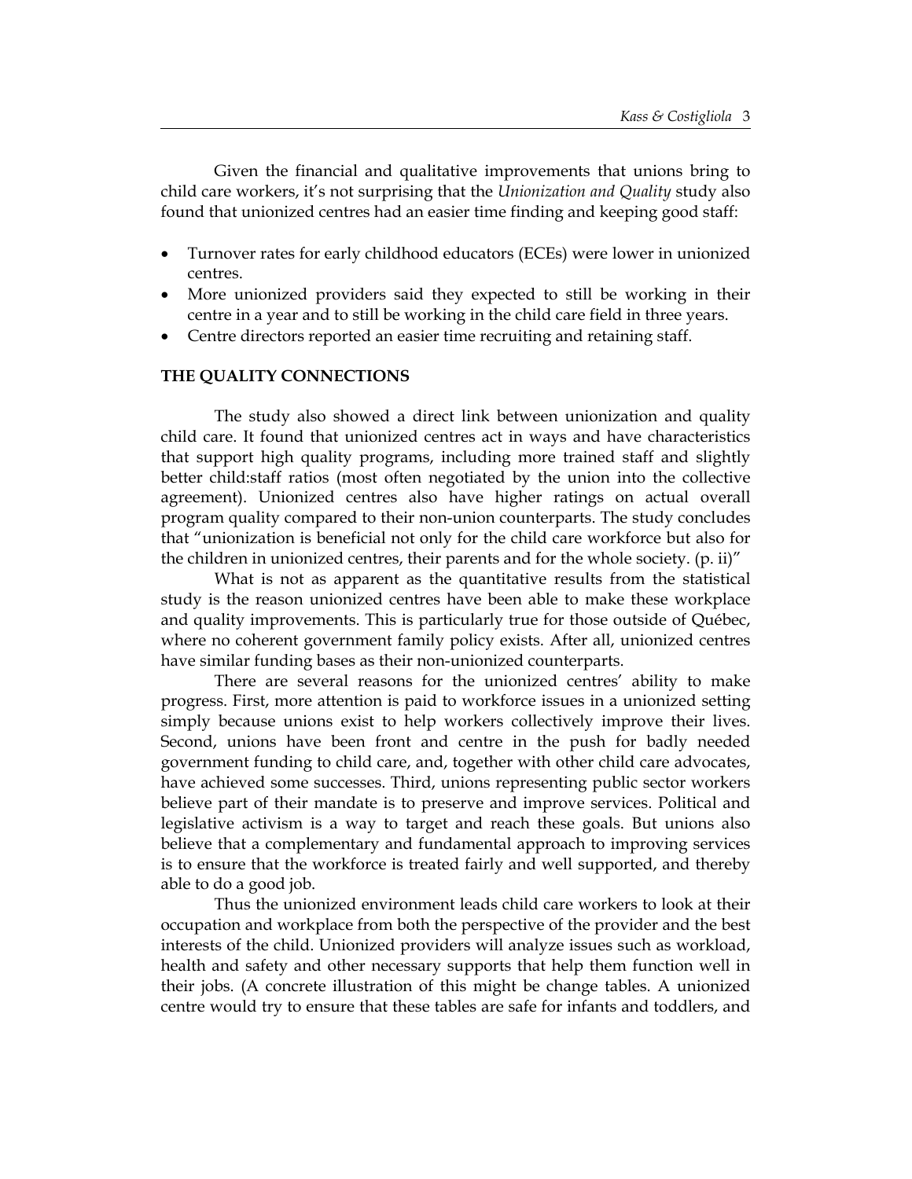Given the financial and qualitative improvements that unions bring to child care workers, it's not surprising that the *Unionization and Quality* study also found that unionized centres had an easier time finding and keeping good staff:

- Turnover rates for early childhood educators (ECEs) were lower in unionized centres.
- More unionized providers said they expected to still be working in their centre in a year and to still be working in the child care field in three years.
- Centre directors reported an easier time recruiting and retaining staff.

## THE QUALITY CONNECTIONS

The study also showed a direct link between unionization and quality child care. It found that unionized centres act in ways and have characteristics that support high quality programs, including more trained staff and slightly better child:staff ratios (most often negotiated by the union into the collective agreement). Unionized centres also have higher ratings on actual overall program quality compared to their non-union counterparts. The study concludes that "unionization is beneficial not only for the child care workforce but also for the children in unionized centres, their parents and for the whole society. (p. ii)"

What is not as apparent as the quantitative results from the statistical study is the reason unionized centres have been able to make these workplace and quality improvements. This is particularly true for those outside of Québec, where no coherent government family policy exists. After all, unionized centres have similar funding bases as their non-unionized counterparts.

There are several reasons for the unionized centres' ability to make progress. First, more attention is paid to workforce issues in a unionized setting simply because unions exist to help workers collectively improve their lives. Second, unions have been front and centre in the push for badly needed government funding to child care, and, together with other child care advocates, have achieved some successes. Third, unions representing public sector workers believe part of their mandate is to preserve and improve services. Political and legislative activism is a way to target and reach these goals. But unions also believe that a complementary and fundamental approach to improving services is to ensure that the workforce is treated fairly and well supported, and thereby able to do a good job.

Thus the unionized environment leads child care workers to look at their occupation and workplace from both the perspective of the provider and the best interests of the child. Unionized providers will analyze issues such as workload, health and safety and other necessary supports that help them function well in their jobs. (A concrete illustration of this might be change tables. A unionized centre would try to ensure that these tables are safe for infants and toddlers, and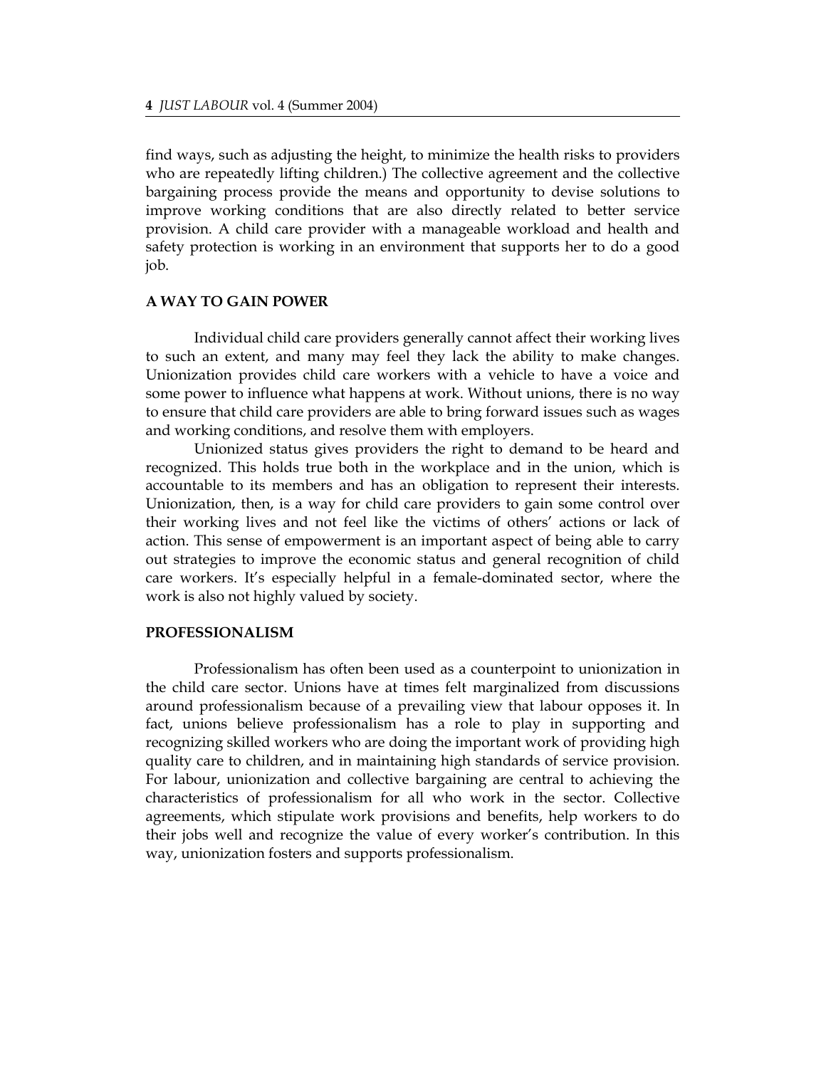find ways, such as adjusting the height, to minimize the health risks to providers who are repeatedly lifting children.) The collective agreement and the collective bargaining process provide the means and opportunity to devise solutions to improve working conditions that are also directly related to better service provision. A child care provider with a manageable workload and health and safety protection is working in an environment that supports her to do a good job.

## A WAY TO GAIN POWER

Individual child care providers generally cannot affect their working lives to such an extent, and many may feel they lack the ability to make changes. Unionization provides child care workers with a vehicle to have a voice and some power to influence what happens at work. Without unions, there is no way to ensure that child care providers are able to bring forward issues such as wages and working conditions, and resolve them with employers.

Unionized status gives providers the right to demand to be heard and recognized. This holds true both in the workplace and in the union, which is accountable to its members and has an obligation to represent their interests. Unionization, then, is a way for child care providers to gain some control over their working lives and not feel like the victims of others' actions or lack of action. This sense of empowerment is an important aspect of being able to carry out strategies to improve the economic status and general recognition of child care workers. It's especially helpful in a female-dominated sector, where the work is also not highly valued by society.

## PROFESSIONALISM

Professionalism has often been used as a counterpoint to unionization in the child care sector. Unions have at times felt marginalized from discussions around professionalism because of a prevailing view that labour opposes it. In fact, unions believe professionalism has a role to play in supporting and recognizing skilled workers who are doing the important work of providing high quality care to children, and in maintaining high standards of service provision. For labour, unionization and collective bargaining are central to achieving the characteristics of professionalism for all who work in the sector. Collective agreements, which stipulate work provisions and benefits, help workers to do their jobs well and recognize the value of every worker's contribution. In this way, unionization fosters and supports professionalism.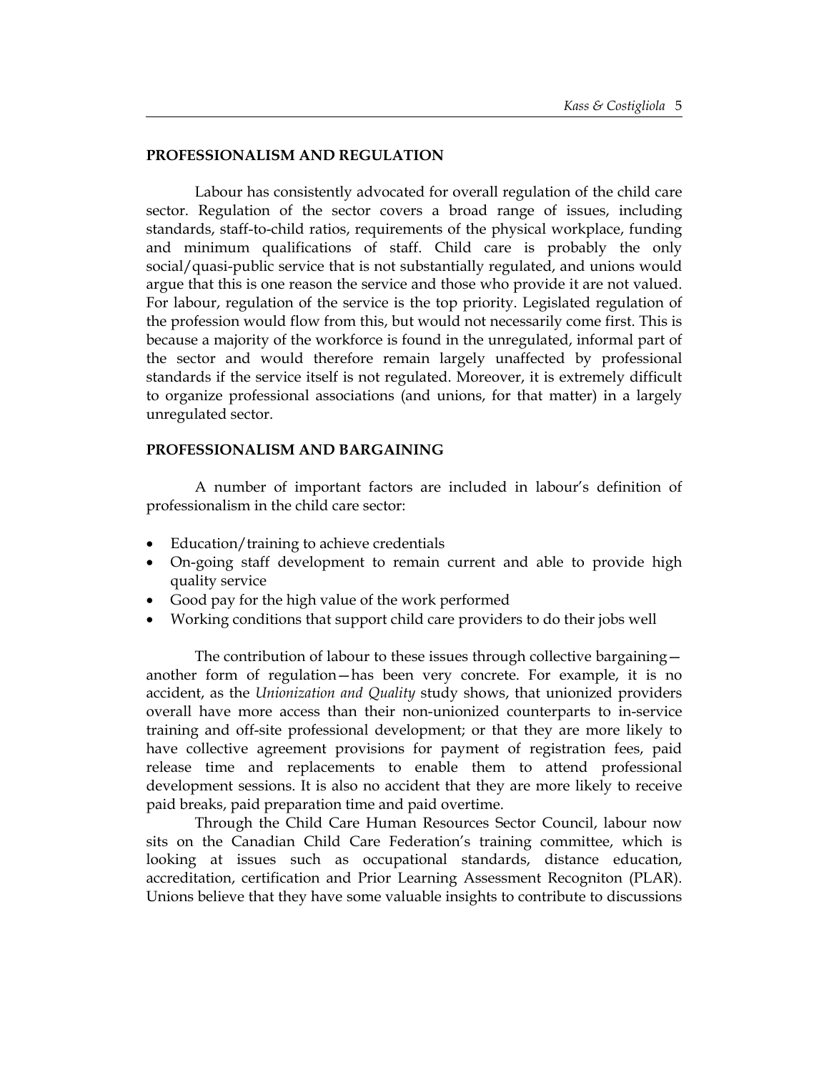## PROFESSIONALISM AND REGULATION

Labour has consistently advocated for overall regulation of the child care sector. Regulation of the sector covers a broad range of issues, including standards, staff-to-child ratios, requirements of the physical workplace, funding and minimum qualifications of staff. Child care is probably the only social/quasi-public service that is not substantially regulated, and unions would argue that this is one reason the service and those who provide it are not valued. For labour, regulation of the service is the top priority. Legislated regulation of the profession would flow from this, but would not necessarily come first. This is because a majority of the workforce is found in the unregulated, informal part of the sector and would therefore remain largely unaffected by professional standards if the service itself is not regulated. Moreover, it is extremely difficult to organize professional associations (and unions, for that matter) in a largely unregulated sector.

## PROFESSIONALISM AND BARGAINING

A number of important factors are included in labour's definition of professionalism in the child care sector:

- Education/training to achieve credentials
- On-going staff development to remain current and able to provide high quality service
- Good pay for the high value of the work performed
- Working conditions that support child care providers to do their jobs well

The contribution of labour to these issues through collective bargaining—another form of regulation—has been very concrete. For example, it is no accident, as the *Unionization and Quality* study shows, that unionized providers overall have more access than their non-unionized counterparts to in-service training and off-site professional development; or that they are more likely to have collective agreement provisions for payment of registration fees, paid release time and replacements to enable them to attend professional development sessions. It is also no accident that they are more likely to receive paid breaks, paid preparation time and paid overtime.

Through the Child Care Human Resources Sector Council, labour now sits on the Canadian Child Care Federation's training committee, which is looking at issues such as occupational standards, distance education, accreditation, certification and Prior Learning Assessment Recogniton (PLAR). Unions believe that they have some valuable insights to contribute to discussions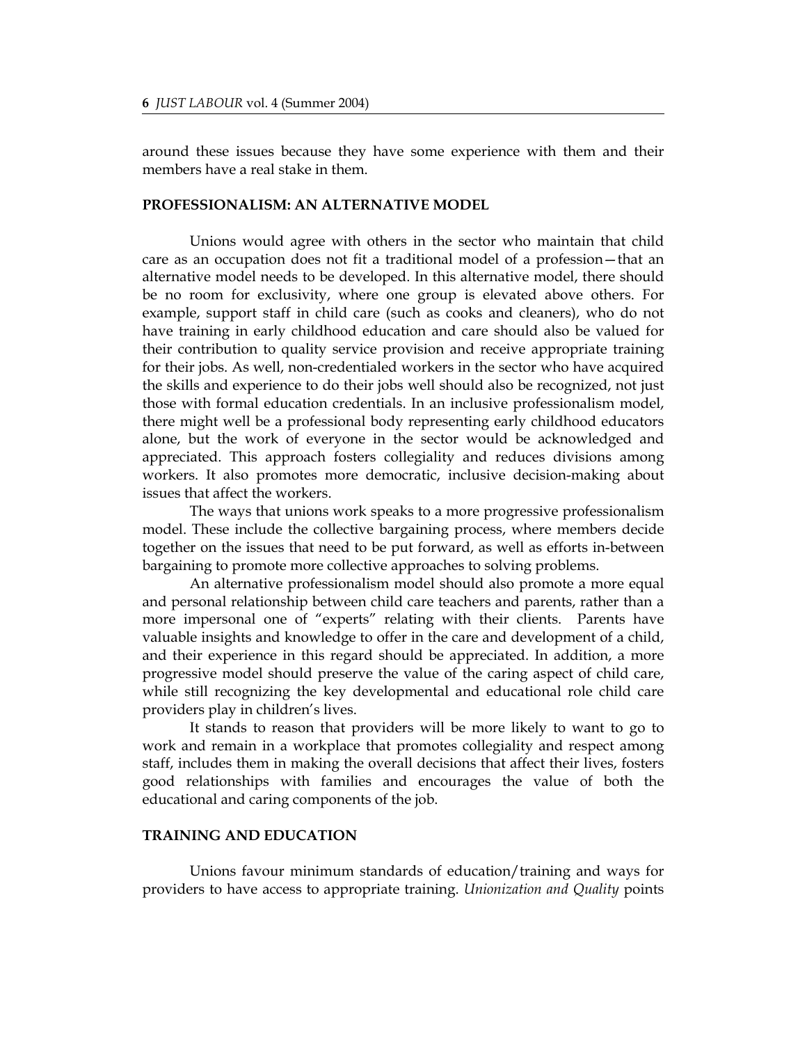around these issues because they have some experience with them and their members have a real stake in them.

## PROFESSIONALISM: AN ALTERNATIVE MODEL

Unions would agree with others in the sector who maintain that child care as an occupation does not fit a traditional model of a profession—that an alternative model needs to be developed. In this alternative model, there should be no room for exclusivity, where one group is elevated above others. For example, support staff in child care (such as cooks and cleaners), who do not have training in early childhood education and care should also be valued for their contribution to quality service provision and receive appropriate training for their jobs. As well, non-credentialed workers in the sector who have acquired the skills and experience to do their jobs well should also be recognized, not just those with formal education credentials. In an inclusive professionalism model, there might well be a professional body representing early childhood educators alone, but the work of everyone in the sector would be acknowledged and appreciated. This approach fosters collegiality and reduces divisions among workers. It also promotes more democratic, inclusive decision-making about issues that affect the workers.

The ways that unions work speaks to a more progressive professionalism model. These include the collective bargaining process, where members decide together on the issues that need to be put forward, as well as efforts in-between bargaining to promote more collective approaches to solving problems.

An alternative professionalism model should also promote a more equal and personal relationship between child care teachers and parents, rather than a more impersonal one of "experts" relating with their clients. Parents have valuable insights and knowledge to offer in the care and development of a child, and their experience in this regard should be appreciated. In addition, a more progressive model should preserve the value of the caring aspect of child care, while still recognizing the key developmental and educational role child care providers play in children's lives.

It stands to reason that providers will be more likely to want to go to work and remain in a workplace that promotes collegiality and respect among staff, includes them in making the overall decisions that affect their lives, fosters good relationships with families and encourages the value of both the educational and caring components of the job.

## TRAINING AND EDUCATION

Unions favour minimum standards of education/training and ways for providers to have access to appropriate training. *Unionization and Quality* points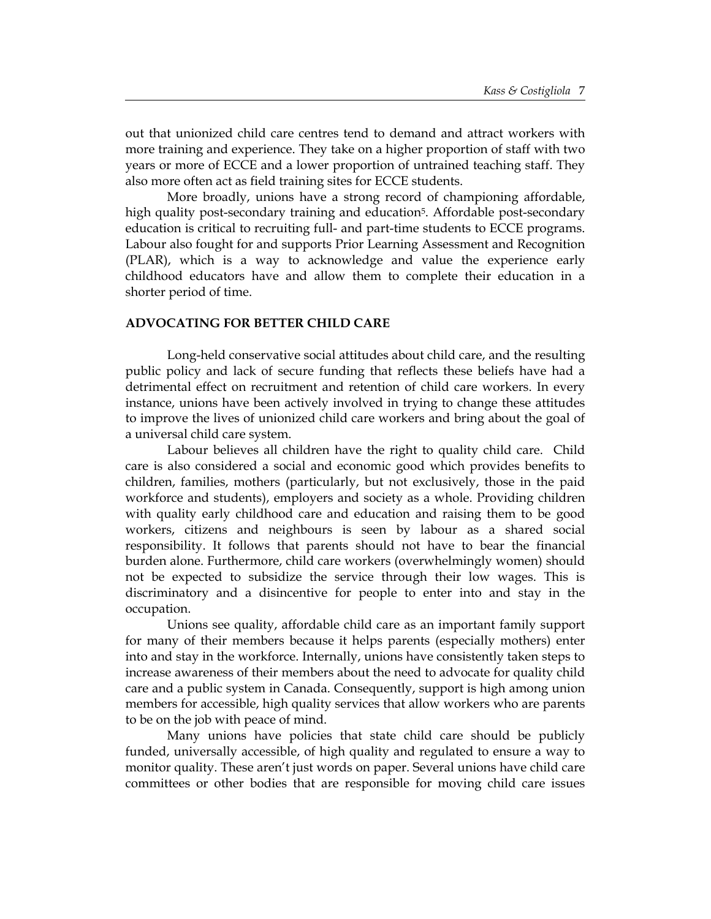out that unionized child care centres tend to demand and attract workers with more training and experience. They take on a higher proportion of staff with two years or more of ECCE and a lower proportion of untrained teaching staff. They also more often act as field training sites for ECCE students.

More broadly, unions have a strong record of championing affordable, high quality post-secondary training and education[5]. Affordable post-secondary education is critical to recruiting full- and part-time students to ECCE programs. Labour also fought for and supports Prior Learning Assessment and Recognition (PLAR), which is a way to acknowledge and value the experience early childhood educators have and allow them to complete their education in a shorter period of time.

## ADVOCATING FOR BETTER CHILD CARE

Long-held conservative social attitudes about child care, and the resulting public policy and lack of secure funding that reflects these beliefs have had a detrimental effect on recruitment and retention of child care workers. In every instance, unions have been actively involved in trying to change these attitudes to improve the lives of unionized child care workers and bring about the goal of a universal child care system.

Labour believes all children have the right to quality child care. Child care is also considered a social and economic good which provides benefits to children, families, mothers (particularly, but not exclusively, those in the paid workforce and students), employers and society as a whole. Providing children with quality early childhood care and education and raising them to be good workers, citizens and neighbours is seen by labour as a shared social responsibility. It follows that parents should not have to bear the financial burden alone. Furthermore, child care workers (overwhelmingly women) should not be expected to subsidize the service through their low wages. This is discriminatory and a disincentive for people to enter into and stay in the occupation.

Unions see quality, affordable child care as an important family support for many of their members because it helps parents (especially mothers) enter into and stay in the workforce. Internally, unions have consistently taken steps to increase awareness of their members about the need to advocate for quality child care and a public system in Canada. Consequently, support is high among union members for accessible, high quality services that allow workers who are parents to be on the job with peace of mind.

Many unions have policies that state child care should be publicly funded, universally accessible, of high quality and regulated to ensure a way to monitor quality. These aren't just words on paper. Several unions have child care committees or other bodies that are responsible for moving child care issues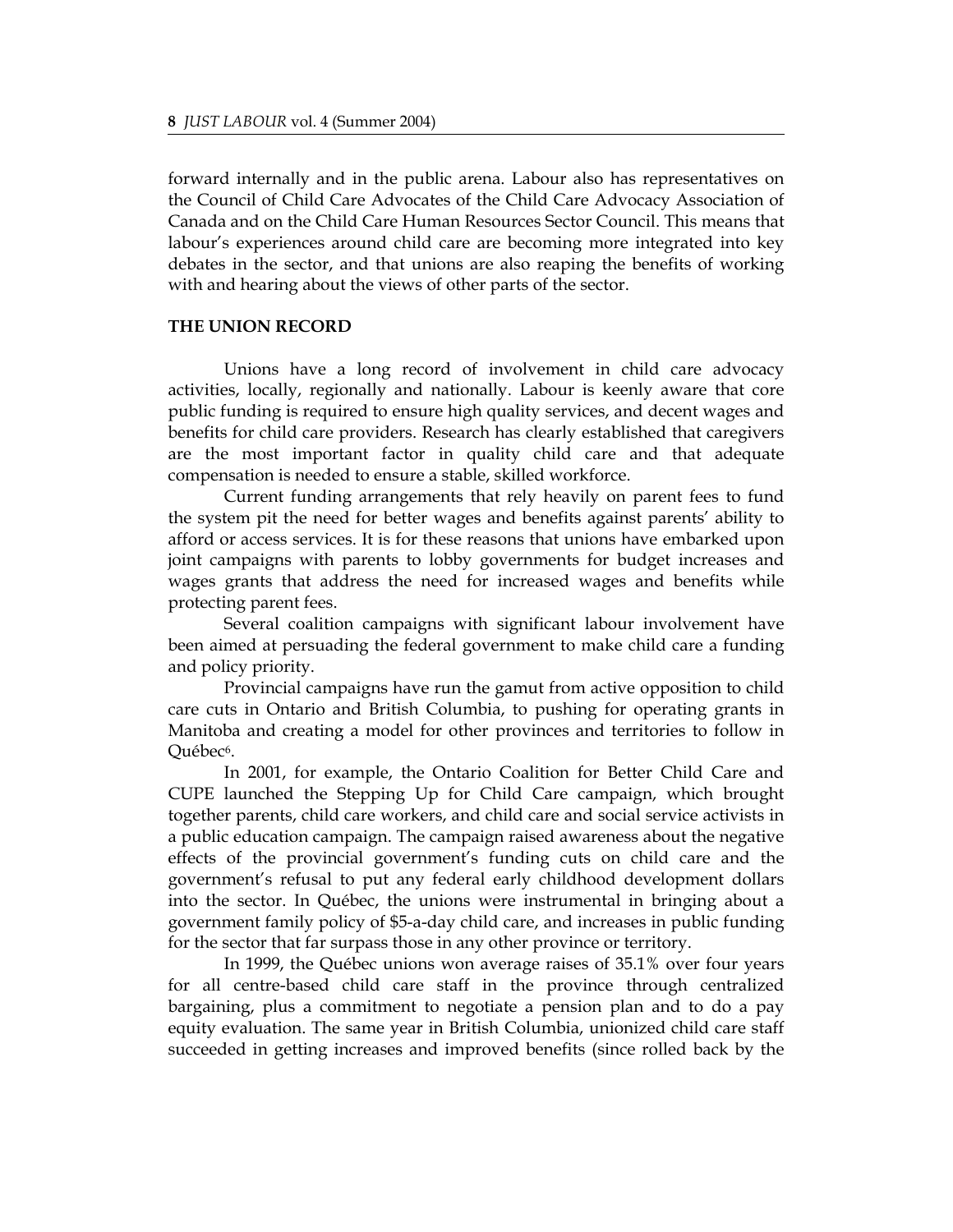forward internally and in the public arena. Labour also has representatives on the Council of Child Care Advocates of the Child Care Advocacy Association of Canada and on the Child Care Human Resources Sector Council. This means that labour's experiences around child care are becoming more integrated into key debates in the sector, and that unions are also reaping the benefits of working with and hearing about the views of other parts of the sector.

## THE UNION RECORD

Unions have a long record of involvement in child care advocacy activities, locally, regionally and nationally. Labour is keenly aware that core public funding is required to ensure high quality services, and decent wages and benefits for child care providers. Research has clearly established that caregivers are the most important factor in quality child care and that adequate compensation is needed to ensure a stable, skilled workforce.

Current funding arrangements that rely heavily on parent fees to fund the system pit the need for better wages and benefits against parents' ability to afford or access services. It is for these reasons that unions have embarked upon joint campaigns with parents to lobby governments for budget increases and wages grants that address the need for increased wages and benefits while protecting parent fees.

Several coalition campaigns with significant labour involvement have been aimed at persuading the federal government to make child care a funding and policy priority.

Provincial campaigns have run the gamut from active opposition to child care cuts in Ontario and British Columbia, to pushing for operating grants in Manitoba and creating a model for other provinces and territories to follow in Québec[6].

In 2001, for example, the Ontario Coalition for Better Child Care and CUPE launched the Stepping Up for Child Care campaign, which brought together parents, child care workers, and child care and social service activists in a public education campaign. The campaign raised awareness about the negative effects of the provincial government's funding cuts on child care and the government's refusal to put any federal early childhood development dollars into the sector. In Québec, the unions were instrumental in bringing about a government family policy of $5-a-day child care, and increases in public funding for the sector that far surpass those in any other province or territory.

In 1999, the Québec unions won average raises of 35.1% over four years for all centre-based child care staff in the province through centralized bargaining, plus a commitment to negotiate a pension plan and to do a pay equity evaluation. The same year in British Columbia, unionized child care staff succeeded in getting increases and improved benefits (since rolled back by the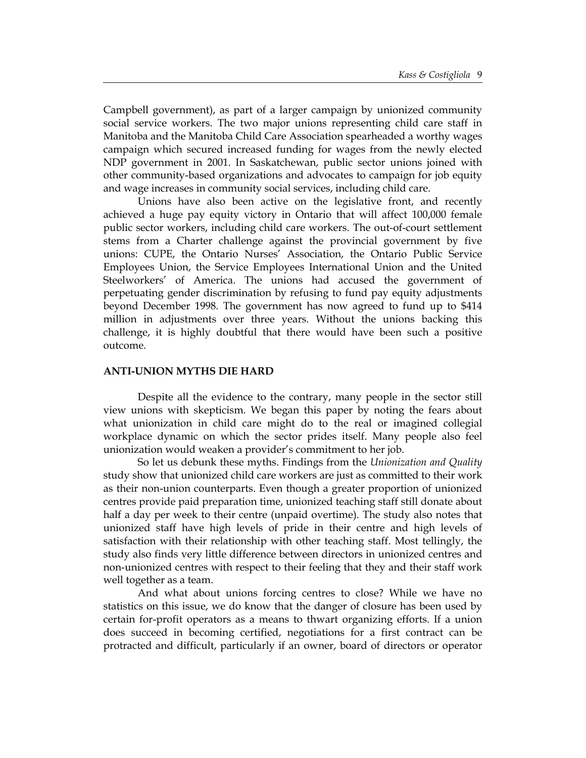Campbell government), as part of a larger campaign by unionized community social service workers. The two major unions representing child care staff in Manitoba and the Manitoba Child Care Association spearheaded a worthy wages campaign which secured increased funding for wages from the newly elected NDP government in 2001. In Saskatchewan, public sector unions joined with other community-based organizations and advocates to campaign for job equity and wage increases in community social services, including child care.

Unions have also been active on the legislative front, and recently achieved a huge pay equity victory in Ontario that will affect 100,000 female public sector workers, including child care workers. The out-of-court settlement stems from a Charter challenge against the provincial government by five unions: CUPE, the Ontario Nurses' Association, the Ontario Public Service Employees Union, the Service Employees International Union and the United Steelworkers' of America. The unions had accused the government of perpetuating gender discrimination by refusing to fund pay equity adjustments beyond December 1998. The government has now agreed to fund up to $414 million in adjustments over three years. Without the unions backing this challenge, it is highly doubtful that there would have been such a positive outcome.

## ANTI-UNION MYTHS DIE HARD

Despite all the evidence to the contrary, many people in the sector still view unions with skepticism. We began this paper by noting the fears about what unionization in child care might do to the real or imagined collegial workplace dynamic on which the sector prides itself. Many people also feel unionization would weaken a provider's commitment to her job.

So let us debunk these myths. Findings from the *Unionization and Quality* study show that unionized child care workers are just as committed to their work as their non-union counterparts. Even though a greater proportion of unionized centres provide paid preparation time, unionized teaching staff still donate about half a day per week to their centre (unpaid overtime). The study also notes that unionized staff have high levels of pride in their centre and high levels of satisfaction with their relationship with other teaching staff. Most tellingly, the study also finds very little difference between directors in unionized centres and non-unionized centres with respect to their feeling that they and their staff work well together as a team.

And what about unions forcing centres to close? While we have no statistics on this issue, we do know that the danger of closure has been used by certain for-profit operators as a means to thwart organizing efforts. If a union does succeed in becoming certified, negotiations for a first contract can be protracted and difficult, particularly if an owner, board of directors or operator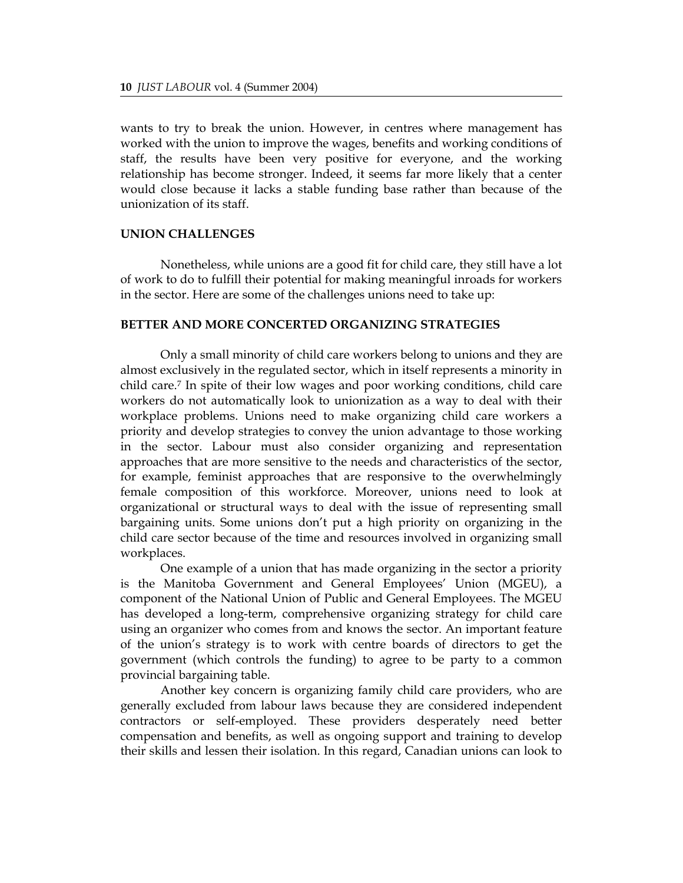wants to try to break the union. However, in centres where management has worked with the union to improve the wages, benefits and working conditions of staff, the results have been very positive for everyone, and the working relationship has become stronger. Indeed, it seems far more likely that a center would close because it lacks a stable funding base rather than because of the unionization of its staff.

## UNION CHALLENGES

Nonetheless, while unions are a good fit for child care, they still have a lot of work to do to fulfill their potential for making meaningful inroads for workers in the sector. Here are some of the challenges unions need to take up:

## BETTER AND MORE CONCERTED ORGANIZING STRATEGIES

Only a small minority of child care workers belong to unions and they are almost exclusively in the regulated sector, which in itself represents a minority in child care.[7] In spite of their low wages and poor working conditions, child care workers do not automatically look to unionization as a way to deal with their workplace problems. Unions need to make organizing child care workers a priority and develop strategies to convey the union advantage to those working in the sector. Labour must also consider organizing and representation approaches that are more sensitive to the needs and characteristics of the sector, for example, feminist approaches that are responsive to the overwhelmingly female composition of this workforce. Moreover, unions need to look at organizational or structural ways to deal with the issue of representing small bargaining units. Some unions don't put a high priority on organizing in the child care sector because of the time and resources involved in organizing small workplaces.

One example of a union that has made organizing in the sector a priority is the Manitoba Government and General Employees' Union (MGEU), a component of the National Union of Public and General Employees. The MGEU has developed a long-term, comprehensive organizing strategy for child care using an organizer who comes from and knows the sector. An important feature of the union's strategy is to work with centre boards of directors to get the government (which controls the funding) to agree to be party to a common provincial bargaining table.

Another key concern is organizing family child care providers, who are generally excluded from labour laws because they are considered independent contractors or self-employed. These providers desperately need better compensation and benefits, as well as ongoing support and training to develop their skills and lessen their isolation. In this regard, Canadian unions can look to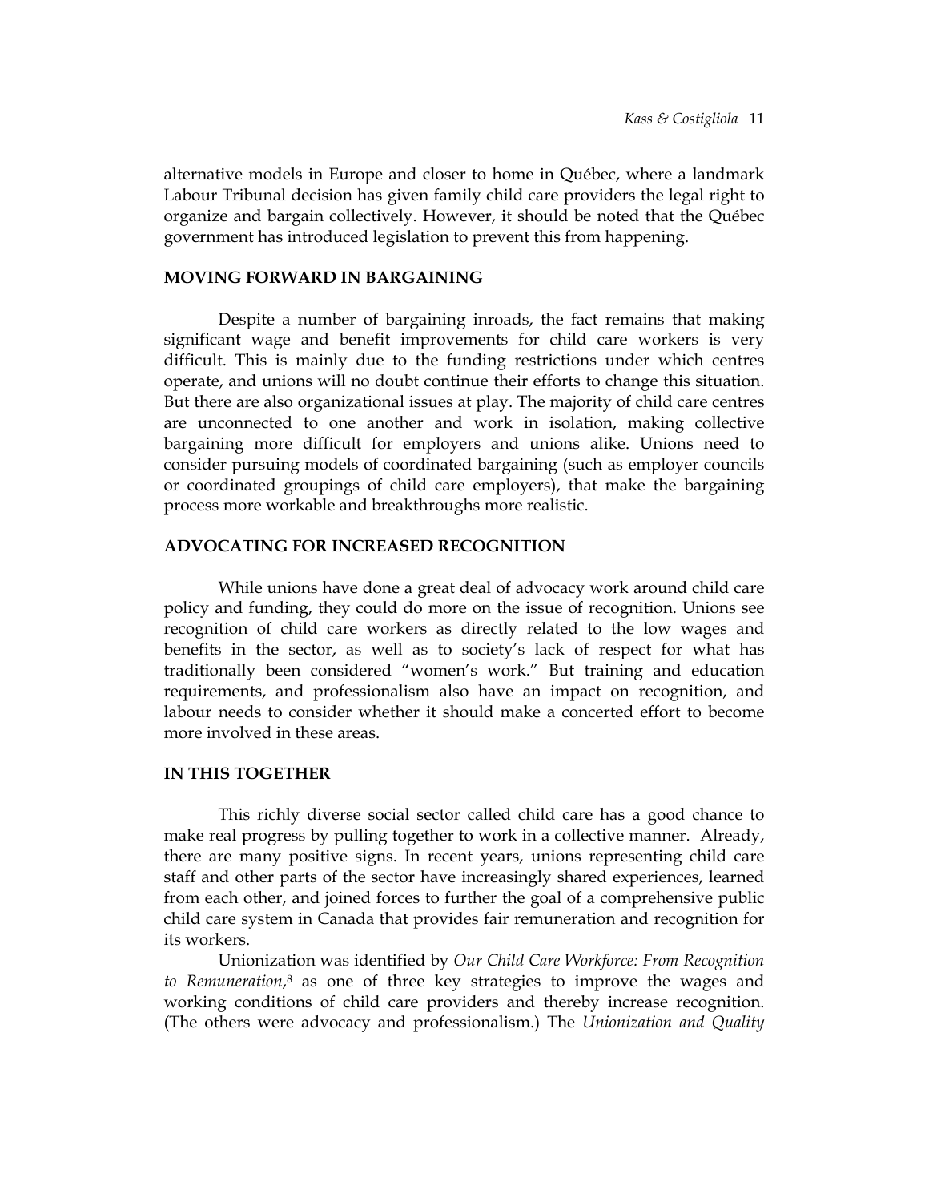alternative models in Europe and closer to home in Québec, where a landmark Labour Tribunal decision has given family child care providers the legal right to organize and bargain collectively. However, it should be noted that the Québec government has introduced legislation to prevent this from happening.

## MOVING FORWARD IN BARGAINING

Despite a number of bargaining inroads, the fact remains that making significant wage and benefit improvements for child care workers is very difficult. This is mainly due to the funding restrictions under which centres operate, and unions will no doubt continue their efforts to change this situation. But there are also organizational issues at play. The majority of child care centres are unconnected to one another and work in isolation, making collective bargaining more difficult for employers and unions alike. Unions need to consider pursuing models of coordinated bargaining (such as employer councils or coordinated groupings of child care employers), that make the bargaining process more workable and breakthroughs more realistic.

## ADVOCATING FOR INCREASED RECOGNITION

While unions have done a great deal of advocacy work around child care policy and funding, they could do more on the issue of recognition. Unions see recognition of child care workers as directly related to the low wages and benefits in the sector, as well as to society's lack of respect for what has traditionally been considered "women's work." But training and education requirements, and professionalism also have an impact on recognition, and labour needs to consider whether it should make a concerted effort to become more involved in these areas.

## IN THIS TOGETHER

This richly diverse social sector called child care has a good chance to make real progress by pulling together to work in a collective manner. Already, there are many positive signs. In recent years, unions representing child care staff and other parts of the sector have increasingly shared experiences, learned from each other, and joined forces to further the goal of a comprehensive public child care system in Canada that provides fair remuneration and recognition for its workers.

Unionization was identified by *Our Child Care Workforce: From Recognition to Remuneration*,[8] as one of three key strategies to improve the wages and working conditions of child care providers and thereby increase recognition. (The others were advocacy and professionalism.) The *Unionization and Quality*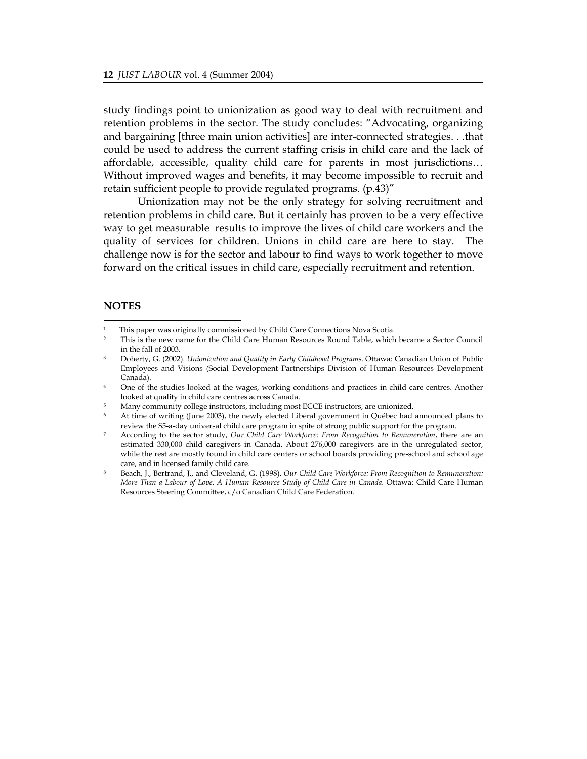study findings point to unionization as good way to deal with recruitment and retention problems in the sector. The study concludes: "Advocating, organizing and bargaining [three main union activities] are inter-connected strategies. . .that could be used to address the current staffing crisis in child care and the lack of affordable, accessible, quality child care for parents in most jurisdictions… Without improved wages and benefits, it may become impossible to recruit and retain sufficient people to provide regulated programs. (p.43)"

Unionization may not be the only strategy for solving recruitment and retention problems in child care. But it certainly has proven to be a very effective way to get measurable results to improve the lives of child care workers and the quality of services for children. Unions in child care are here to stay. The challenge now is for the sector and labour to find ways to work together to move forward on the critical issues in child care, especially recruitment and retention.

## NOTES

1. This paper was originally commissioned by Child Care Connections Nova Scotia.
2. This is the new name for the Child Care Human Resources Round Table, which became a Sector Council in the fall of 2003.
3. Doherty, G. (2002). *Unionization and Quality in Early Childhood Programs*. Ottawa: Canadian Union of Public Employees and Visions (Social Development Partnerships Division of Human Resources Development Canada).
4. One of the studies looked at the wages, working conditions and practices in child care centres. Another looked at quality in child care centres across Canada.
5. Many community college instructors, including most ECCE instructors, are unionized.
6. At time of writing (June 2003), the newly elected Liberal government in Québec had announced plans to review the $5-a-day universal child care program in spite of strong public support for the program.
7. According to the sector study, *Our Child Care Workforce: From Recognition to Remuneration*, there are an estimated 330,000 child caregivers in Canada. About 276,000 caregivers are in the unregulated sector, while the rest are mostly found in child care centers or school boards providing pre-school and school age care, and in licensed family child care.
8. Beach, J., Bertrand, J., and Cleveland, G. (1998). *Our Child Care Workforce: From Recognition to Remuneration: More Than a Labour of Love. A Human Resource Study of Child Care in Canada.* Ottawa: Child Care Human Resources Steering Committee, c/o Canadian Child Care Federation.